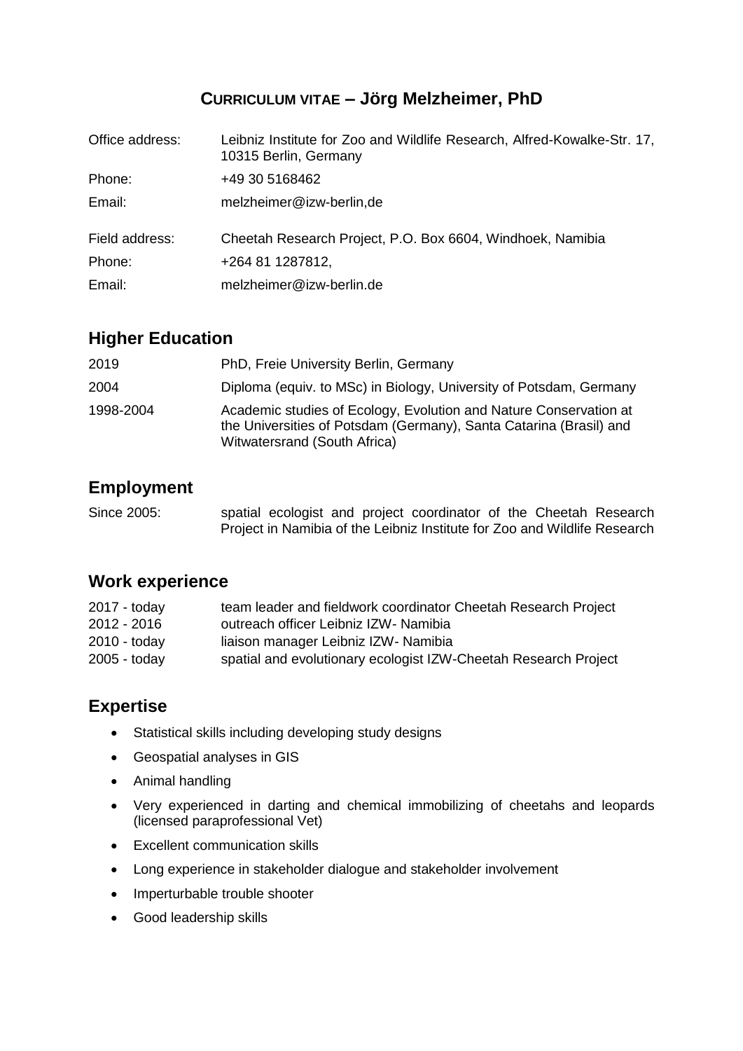# CURRICULUM VITAE – Jörg Melzheimer, PhD

| | |
|---|---|
| Office address: | Leibniz Institute for Zoo and Wildlife Research, Alfred-Kowalke-Str. 17, 10315 Berlin, Germany |
| Phone: | +49 30 5168462 |
| Email: | melzheimer@izw-berlin,de |
| Field address: | Cheetah Research Project, P.O. Box 6604, Windhoek, Namibia |
| Phone: | +264 81 1287812, |
| Email: | melzheimer@izw-berlin.de |

## Higher Education

| | |
|---|---|
| 2019 | PhD, Freie University Berlin, Germany |
| 2004 | Diploma (equiv. to MSc) in Biology, University of Potsdam, Germany |
| 1998-2004 | Academic studies of Ecology, Evolution and Nature Conservation at the Universities of Potsdam (Germany), Santa Catarina (Brasil) and Witwatersrand (South Africa) |

## Employment

| | |
|---|---|
| Since 2005: | spatial ecologist and project coordinator of the Cheetah Research Project in Namibia of the Leibniz Institute for Zoo and Wildlife Research |

## Work experience

| | |
|---|---|
| 2017 - today | team leader and fieldwork coordinator Cheetah Research Project |
| 2012 - 2016 | outreach officer Leibniz IZW- Namibia |
| 2010 - today | liaison manager Leibniz IZW- Namibia |
| 2005 - today | spatial and evolutionary ecologist IZW-Cheetah Research Project |

## Expertise

- Statistical skills including developing study designs
- Geospatial analyses in GIS
- Animal handling
- Very experienced in darting and chemical immobilizing of cheetahs and leopards (licensed paraprofessional Vet)
- Excellent communication skills
- Long experience in stakeholder dialogue and stakeholder involvement
- Imperturbable trouble shooter
- Good leadership skills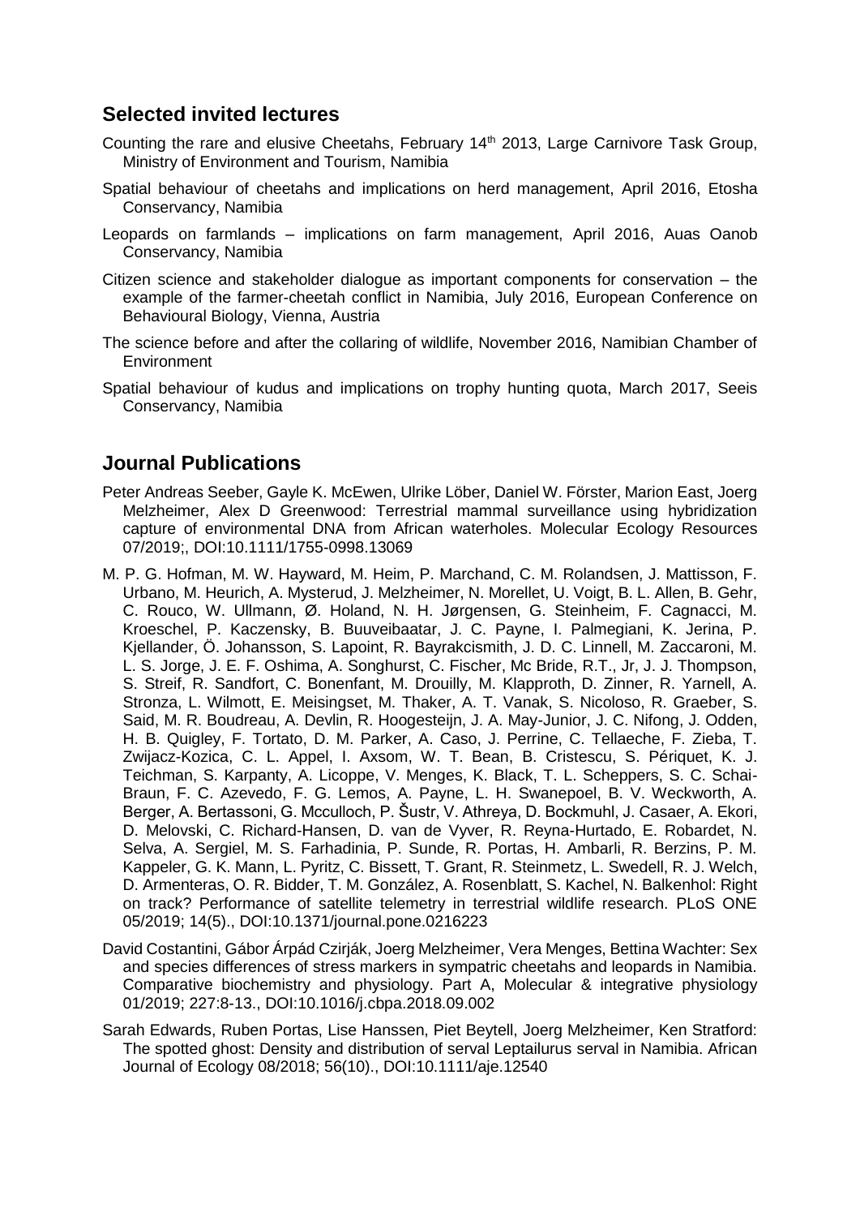## Selected invited lectures

Counting the rare and elusive Cheetahs, February 14th 2013, Large Carnivore Task Group, Ministry of Environment and Tourism, Namibia

Spatial behaviour of cheetahs and implications on herd management, April 2016, Etosha Conservancy, Namibia

Leopards on farmlands – implications on farm management, April 2016, Auas Oanob Conservancy, Namibia

Citizen science and stakeholder dialogue as important components for conservation – the example of the farmer-cheetah conflict in Namibia, July 2016, European Conference on Behavioural Biology, Vienna, Austria

The science before and after the collaring of wildlife, November 2016, Namibian Chamber of Environment

Spatial behaviour of kudus and implications on trophy hunting quota, March 2017, Seeis Conservancy, Namibia

## Journal Publications

Peter Andreas Seeber, Gayle K. McEwen, Ulrike Löber, Daniel W. Förster, Marion East, Joerg Melzheimer, Alex D Greenwood: Terrestrial mammal surveillance using hybridization capture of environmental DNA from African waterholes. Molecular Ecology Resources 07/2019;, DOI:10.1111/1755-0998.13069

M. P. G. Hofman, M. W. Hayward, M. Heim, P. Marchand, C. M. Rolandsen, J. Mattisson, F. Urbano, M. Heurich, A. Mysterud, J. Melzheimer, N. Morellet, U. Voigt, B. L. Allen, B. Gehr, C. Rouco, W. Ullmann, Ø. Holand, N. H. Jørgensen, G. Steinheim, F. Cagnacci, M. Kroeschel, P. Kaczensky, B. Buuveibaatar, J. C. Payne, I. Palmegiani, K. Jerina, P. Kjellander, Ö. Johansson, S. Lapoint, R. Bayrakcismith, J. D. C. Linnell, M. Zaccaroni, M. L. S. Jorge, J. E. F. Oshima, A. Songhurst, C. Fischer, Mc Bride, R.T., Jr, J. J. Thompson, S. Streif, R. Sandfort, C. Bonenfant, M. Drouilly, M. Klapproth, D. Zinner, R. Yarnell, A. Stronza, L. Wilmott, E. Meisingset, M. Thaker, A. T. Vanak, S. Nicoloso, R. Graeber, S. Said, M. R. Boudreau, A. Devlin, R. Hoogesteijn, J. A. May-Junior, J. C. Nifong, J. Odden, H. B. Quigley, F. Tortato, D. M. Parker, A. Caso, J. Perrine, C. Tellaeche, F. Zieba, T. Zwijacz-Kozica, C. L. Appel, I. Axsom, W. T. Bean, B. Cristescu, S. Périquet, K. J. Teichman, S. Karpanty, A. Licoppe, V. Menges, K. Black, T. L. Scheppers, S. C. Schai-Braun, F. C. Azevedo, F. G. Lemos, A. Payne, L. H. Swanepoel, B. V. Weckworth, A. Berger, A. Bertassoni, G. Mcculloch, P. Šustr, V. Athreya, D. Bockmuhl, J. Casaer, A. Ekori, D. Melovski, C. Richard-Hansen, D. van de Vyver, R. Reyna-Hurtado, E. Robardet, N. Selva, A. Sergiel, M. S. Farhadinia, P. Sunde, R. Portas, H. Ambarli, R. Berzins, P. M. Kappeler, G. K. Mann, L. Pyritz, C. Bissett, T. Grant, R. Steinmetz, L. Swedell, R. J. Welch, D. Armenteras, O. R. Bidder, T. M. González, A. Rosenblatt, S. Kachel, N. Balkenhol: Right on track? Performance of satellite telemetry in terrestrial wildlife research. PLoS ONE 05/2019; 14(5)., DOI:10.1371/journal.pone.0216223

David Costantini, Gábor Árpád Czirják, Joerg Melzheimer, Vera Menges, Bettina Wachter: Sex and species differences of stress markers in sympatric cheetahs and leopards in Namibia. Comparative biochemistry and physiology. Part A, Molecular & integrative physiology 01/2019; 227:8-13., DOI:10.1016/j.cbpa.2018.09.002

Sarah Edwards, Ruben Portas, Lise Hanssen, Piet Beytell, Joerg Melzheimer, Ken Stratford: The spotted ghost: Density and distribution of serval Leptailurus serval in Namibia. African Journal of Ecology 08/2018; 56(10)., DOI:10.1111/aje.12540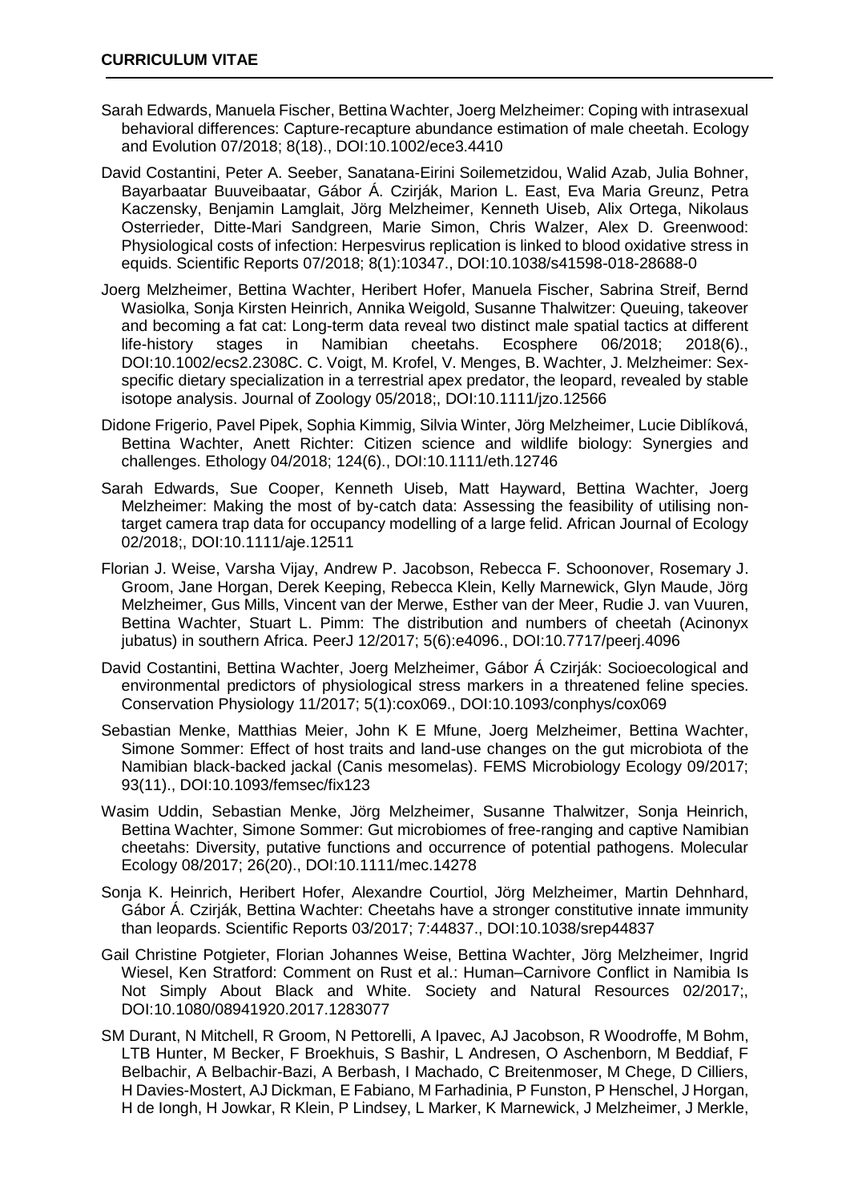Sarah Edwards, Manuela Fischer, Bettina Wachter, Joerg Melzheimer: Coping with intrasexual behavioral differences: Capture-recapture abundance estimation of male cheetah. Ecology and Evolution 07/2018; 8(18)., DOI:10.1002/ece3.4410

David Costantini, Peter A. Seeber, Sanatana-Eirini Soilemetzidou, Walid Azab, Julia Bohner, Bayarbaatar Buuveibaatar, Gábor Á. Czirják, Marion L. East, Eva Maria Greunz, Petra Kaczensky, Benjamin Lamglait, Jörg Melzheimer, Kenneth Uiseb, Alix Ortega, Nikolaus Osterrieder, Ditte-Mari Sandgreen, Marie Simon, Chris Walzer, Alex D. Greenwood: Physiological costs of infection: Herpesvirus replication is linked to blood oxidative stress in equids. Scientific Reports 07/2018; 8(1):10347., DOI:10.1038/s41598-018-28688-0

Joerg Melzheimer, Bettina Wachter, Heribert Hofer, Manuela Fischer, Sabrina Streif, Bernd Wasiolka, Sonja Kirsten Heinrich, Annika Weigold, Susanne Thalwitzer: Queuing, takeover and becoming a fat cat: Long-term data reveal two distinct male spatial tactics at different life-history stages in Namibian cheetahs. Ecosphere 06/2018; 2018(6)., DOI:10.1002/ecs2.2308C. C. Voigt, M. Krofel, V. Menges, B. Wachter, J. Melzheimer: Sex-specific dietary specialization in a terrestrial apex predator, the leopard, revealed by stable isotope analysis. Journal of Zoology 05/2018;, DOI:10.1111/jzo.12566

Didone Frigerio, Pavel Pipek, Sophia Kimmig, Silvia Winter, Jörg Melzheimer, Lucie Diblíková, Bettina Wachter, Anett Richter: Citizen science and wildlife biology: Synergies and challenges. Ethology 04/2018; 124(6)., DOI:10.1111/eth.12746

Sarah Edwards, Sue Cooper, Kenneth Uiseb, Matt Hayward, Bettina Wachter, Joerg Melzheimer: Making the most of by-catch data: Assessing the feasibility of utilising non-target camera trap data for occupancy modelling of a large felid. African Journal of Ecology 02/2018;, DOI:10.1111/aje.12511

Florian J. Weise, Varsha Vijay, Andrew P. Jacobson, Rebecca F. Schoonover, Rosemary J. Groom, Jane Horgan, Derek Keeping, Rebecca Klein, Kelly Marnewick, Glyn Maude, Jörg Melzheimer, Gus Mills, Vincent van der Merwe, Esther van der Meer, Rudie J. van Vuuren, Bettina Wachter, Stuart L. Pimm: The distribution and numbers of cheetah (Acinonyx jubatus) in southern Africa. PeerJ 12/2017; 5(6):e4096., DOI:10.7717/peerj.4096

David Costantini, Bettina Wachter, Joerg Melzheimer, Gábor Á Czirják: Socioecological and environmental predictors of physiological stress markers in a threatened feline species. Conservation Physiology 11/2017; 5(1):cox069., DOI:10.1093/conphys/cox069

Sebastian Menke, Matthias Meier, John K E Mfune, Joerg Melzheimer, Bettina Wachter, Simone Sommer: Effect of host traits and land-use changes on the gut microbiota of the Namibian black-backed jackal (Canis mesomelas). FEMS Microbiology Ecology 09/2017; 93(11)., DOI:10.1093/femsec/fix123

Wasim Uddin, Sebastian Menke, Jörg Melzheimer, Susanne Thalwitzer, Sonja Heinrich, Bettina Wachter, Simone Sommer: Gut microbiomes of free-ranging and captive Namibian cheetahs: Diversity, putative functions and occurrence of potential pathogens. Molecular Ecology 08/2017; 26(20)., DOI:10.1111/mec.14278

Sonja K. Heinrich, Heribert Hofer, Alexandre Courtiol, Jörg Melzheimer, Martin Dehnhard, Gábor Á. Czirják, Bettina Wachter: Cheetahs have a stronger constitutive innate immunity than leopards. Scientific Reports 03/2017; 7:44837., DOI:10.1038/srep44837

Gail Christine Potgieter, Florian Johannes Weise, Bettina Wachter, Jörg Melzheimer, Ingrid Wiesel, Ken Stratford: Comment on Rust et al.: Human–Carnivore Conflict in Namibia Is Not Simply About Black and White. Society and Natural Resources 02/2017;, DOI:10.1080/08941920.2017.1283077

SM Durant, N Mitchell, R Groom, N Pettorelli, A Ipavec, AJ Jacobson, R Woodroffe, M Bohm, LTB Hunter, M Becker, F Broekhuis, S Bashir, L Andresen, O Aschenborn, M Beddiaf, F Belbachir, A Belbachir-Bazi, A Berbash, I Machado, C Breitenmoser, M Chege, D Cilliers, H Davies-Mostert, AJ Dickman, E Fabiano, M Farhadinia, P Funston, P Henschel, J Horgan, H de Iongh, H Jowkar, R Klein, P Lindsey, L Marker, K Marnewick, J Melzheimer, J Merkle,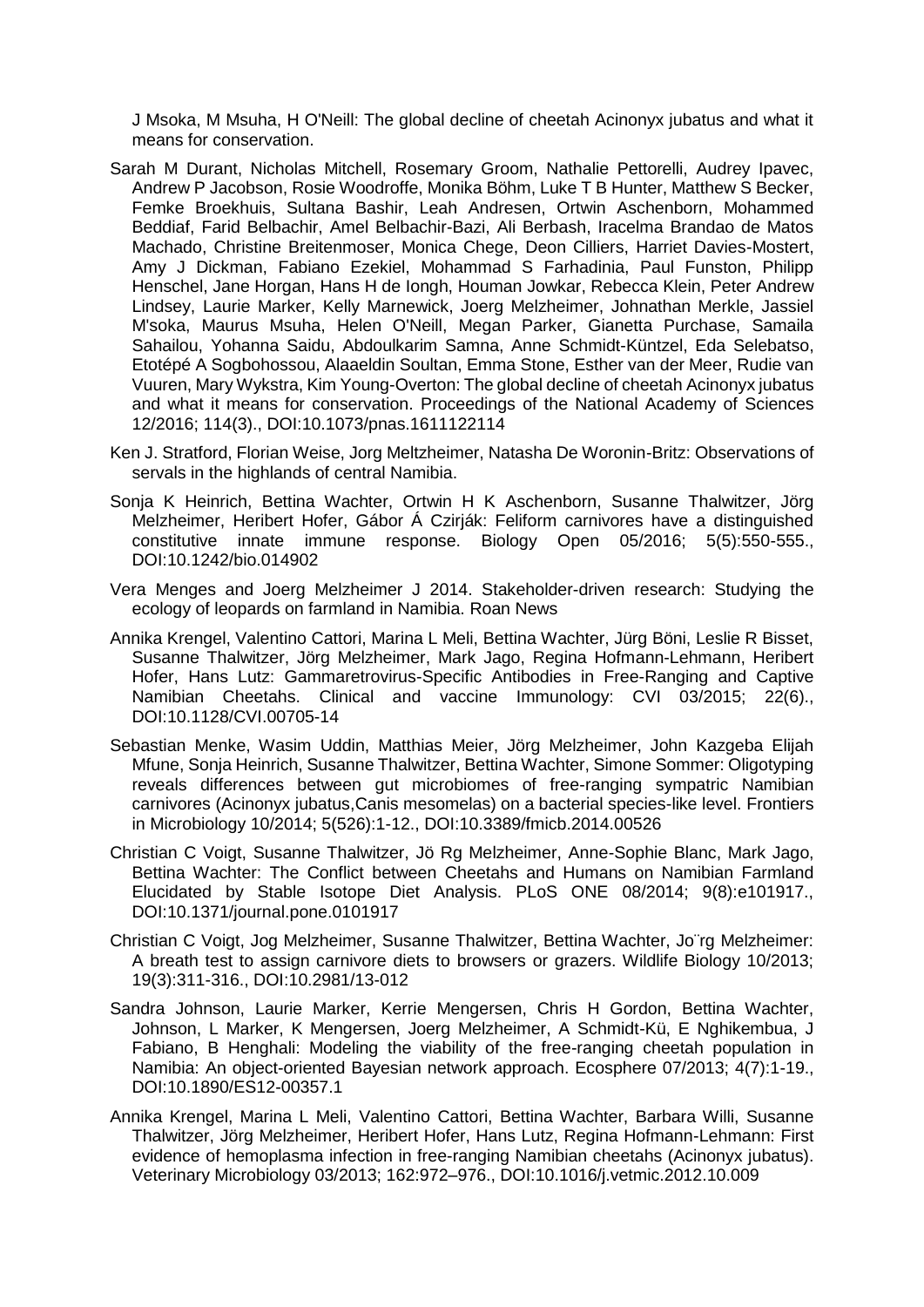J Msoka, M Msuha, H O'Neill: The global decline of cheetah Acinonyx jubatus and what it means for conservation.

Sarah M Durant, Nicholas Mitchell, Rosemary Groom, Nathalie Pettorelli, Audrey Ipavec, Andrew P Jacobson, Rosie Woodroffe, Monika Böhm, Luke T B Hunter, Matthew S Becker, Femke Broekhuis, Sultana Bashir, Leah Andresen, Ortwin Aschenborn, Mohammed Beddiaf, Farid Belbachir, Amel Belbachir-Bazi, Ali Berbash, Iracelma Brandao de Matos Machado, Christine Breitenmoser, Monica Chege, Deon Cilliers, Harriet Davies-Mostert, Amy J Dickman, Fabiano Ezekiel, Mohammad S Farhadinia, Paul Funston, Philipp Henschel, Jane Horgan, Hans H de Iongh, Houman Jowkar, Rebecca Klein, Peter Andrew Lindsey, Laurie Marker, Kelly Marnewick, Joerg Melzheimer, Johnathan Merkle, Jassiel M'soka, Maurus Msuha, Helen O'Neill, Megan Parker, Gianetta Purchase, Samaila Sahailou, Yohanna Saidu, Abdoulkarim Samna, Anne Schmidt-Küntzel, Eda Selebatso, Etotépé A Sogbohossou, Alaaeldin Soultan, Emma Stone, Esther van der Meer, Rudie van Vuuren, Mary Wykstra, Kim Young-Overton: The global decline of cheetah Acinonyx jubatus and what it means for conservation. Proceedings of the National Academy of Sciences 12/2016; 114(3)., DOI:10.1073/pnas.1611122114

Ken J. Stratford, Florian Weise, Jorg Meltzheimer, Natasha De Woronin-Britz: Observations of servals in the highlands of central Namibia.

Sonja K Heinrich, Bettina Wachter, Ortwin H K Aschenborn, Susanne Thalwitzer, Jörg Melzheimer, Heribert Hofer, Gábor Á Czirják: Feliform carnivores have a distinguished constitutive innate immune response. Biology Open 05/2016; 5(5):550-555., DOI:10.1242/bio.014902

Vera Menges and Joerg Melzheimer J 2014. Stakeholder-driven research: Studying the ecology of leopards on farmland in Namibia. Roan News

Annika Krengel, Valentino Cattori, Marina L Meli, Bettina Wachter, Jürg Böni, Leslie R Bisset, Susanne Thalwitzer, Jörg Melzheimer, Mark Jago, Regina Hofmann-Lehmann, Heribert Hofer, Hans Lutz: Gammaretrovirus-Specific Antibodies in Free-Ranging and Captive Namibian Cheetahs. Clinical and vaccine Immunology: CVI 03/2015; 22(6)., DOI:10.1128/CVI.00705-14

Sebastian Menke, Wasim Uddin, Matthias Meier, Jörg Melzheimer, John Kazgeba Elijah Mfune, Sonja Heinrich, Susanne Thalwitzer, Bettina Wachter, Simone Sommer: Oligotyping reveals differences between gut microbiomes of free-ranging sympatric Namibian carnivores (Acinonyx jubatus,Canis mesomelas) on a bacterial species-like level. Frontiers in Microbiology 10/2014; 5(526):1-12., DOI:10.3389/fmicb.2014.00526

Christian C Voigt, Susanne Thalwitzer, Jö Rg Melzheimer, Anne-Sophie Blanc, Mark Jago, Bettina Wachter: The Conflict between Cheetahs and Humans on Namibian Farmland Elucidated by Stable Isotope Diet Analysis. PLoS ONE 08/2014; 9(8):e101917., DOI:10.1371/journal.pone.0101917

Christian C Voigt, Jog Melzheimer, Susanne Thalwitzer, Bettina Wachter, Jo¨rg Melzheimer: A breath test to assign carnivore diets to browsers or grazers. Wildlife Biology 10/2013; 19(3):311-316., DOI:10.2981/13-012

Sandra Johnson, Laurie Marker, Kerrie Mengersen, Chris H Gordon, Bettina Wachter, Johnson, L Marker, K Mengersen, Joerg Melzheimer, A Schmidt-Kü, E Nghikembua, J Fabiano, B Henghali: Modeling the viability of the free-ranging cheetah population in Namibia: An object-oriented Bayesian network approach. Ecosphere 07/2013; 4(7):1-19., DOI:10.1890/ES12-00357.1

Annika Krengel, Marina L Meli, Valentino Cattori, Bettina Wachter, Barbara Willi, Susanne Thalwitzer, Jörg Melzheimer, Heribert Hofer, Hans Lutz, Regina Hofmann-Lehmann: First evidence of hemoplasma infection in free-ranging Namibian cheetahs (Acinonyx jubatus). Veterinary Microbiology 03/2013; 162:972–976., DOI:10.1016/j.vetmic.2012.10.009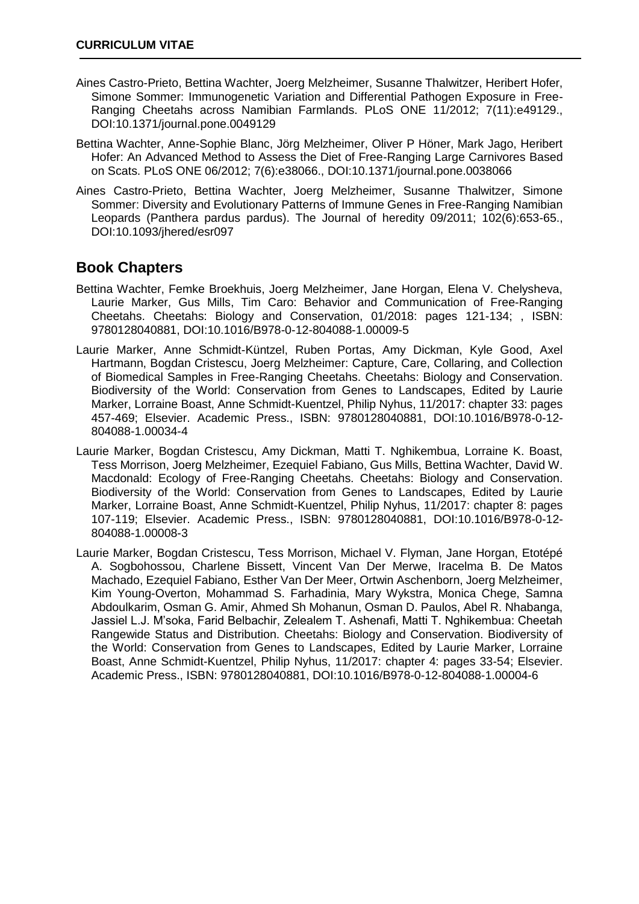Aines Castro-Prieto, Bettina Wachter, Joerg Melzheimer, Susanne Thalwitzer, Heribert Hofer, Simone Sommer: Immunogenetic Variation and Differential Pathogen Exposure in Free-Ranging Cheetahs across Namibian Farmlands. PLoS ONE 11/2012; 7(11):e49129., DOI:10.1371/journal.pone.0049129

Bettina Wachter, Anne-Sophie Blanc, Jörg Melzheimer, Oliver P Höner, Mark Jago, Heribert Hofer: An Advanced Method to Assess the Diet of Free-Ranging Large Carnivores Based on Scats. PLoS ONE 06/2012; 7(6):e38066., DOI:10.1371/journal.pone.0038066

Aines Castro-Prieto, Bettina Wachter, Joerg Melzheimer, Susanne Thalwitzer, Simone Sommer: Diversity and Evolutionary Patterns of Immune Genes in Free-Ranging Namibian Leopards (Panthera pardus pardus). The Journal of heredity 09/2011; 102(6):653-65., DOI:10.1093/jhered/esr097

## Book Chapters

Bettina Wachter, Femke Broekhuis, Joerg Melzheimer, Jane Horgan, Elena V. Chelysheva, Laurie Marker, Gus Mills, Tim Caro: Behavior and Communication of Free-Ranging Cheetahs. Cheetahs: Biology and Conservation, 01/2018: pages 121-134; , ISBN: 9780128040881, DOI:10.1016/B978-0-12-804088-1.00009-5

Laurie Marker, Anne Schmidt-Küntzel, Ruben Portas, Amy Dickman, Kyle Good, Axel Hartmann, Bogdan Cristescu, Joerg Melzheimer: Capture, Care, Collaring, and Collection of Biomedical Samples in Free-Ranging Cheetahs. Cheetahs: Biology and Conservation. Biodiversity of the World: Conservation from Genes to Landscapes, Edited by Laurie Marker, Lorraine Boast, Anne Schmidt-Kuentzel, Philip Nyhus, 11/2017: chapter 33: pages 457-469; Elsevier. Academic Press., ISBN: 9780128040881, DOI:10.1016/B978-0-12-804088-1.00034-4

Laurie Marker, Bogdan Cristescu, Amy Dickman, Matti T. Nghikembua, Lorraine K. Boast, Tess Morrison, Joerg Melzheimer, Ezequiel Fabiano, Gus Mills, Bettina Wachter, David W. Macdonald: Ecology of Free-Ranging Cheetahs. Cheetahs: Biology and Conservation. Biodiversity of the World: Conservation from Genes to Landscapes, Edited by Laurie Marker, Lorraine Boast, Anne Schmidt-Kuentzel, Philip Nyhus, 11/2017: chapter 8: pages 107-119; Elsevier. Academic Press., ISBN: 9780128040881, DOI:10.1016/B978-0-12-804088-1.00008-3

Laurie Marker, Bogdan Cristescu, Tess Morrison, Michael V. Flyman, Jane Horgan, Etotépé A. Sogbohossou, Charlene Bissett, Vincent Van Der Merwe, Iracelma B. De Matos Machado, Ezequiel Fabiano, Esther Van Der Meer, Ortwin Aschenborn, Joerg Melzheimer, Kim Young-Overton, Mohammad S. Farhadinia, Mary Wykstra, Monica Chege, Samna Abdoulkarim, Osman G. Amir, Ahmed Sh Mohanun, Osman D. Paulos, Abel R. Nhabanga, Jassiel L.J. M'soka, Farid Belbachir, Zelealem T. Ashenafi, Matti T. Nghikembua: Cheetah Rangewide Status and Distribution. Cheetahs: Biology and Conservation. Biodiversity of the World: Conservation from Genes to Landscapes, Edited by Laurie Marker, Lorraine Boast, Anne Schmidt-Kuentzel, Philip Nyhus, 11/2017: chapter 4: pages 33-54; Elsevier. Academic Press., ISBN: 9780128040881, DOI:10.1016/B978-0-12-804088-1.00004-6